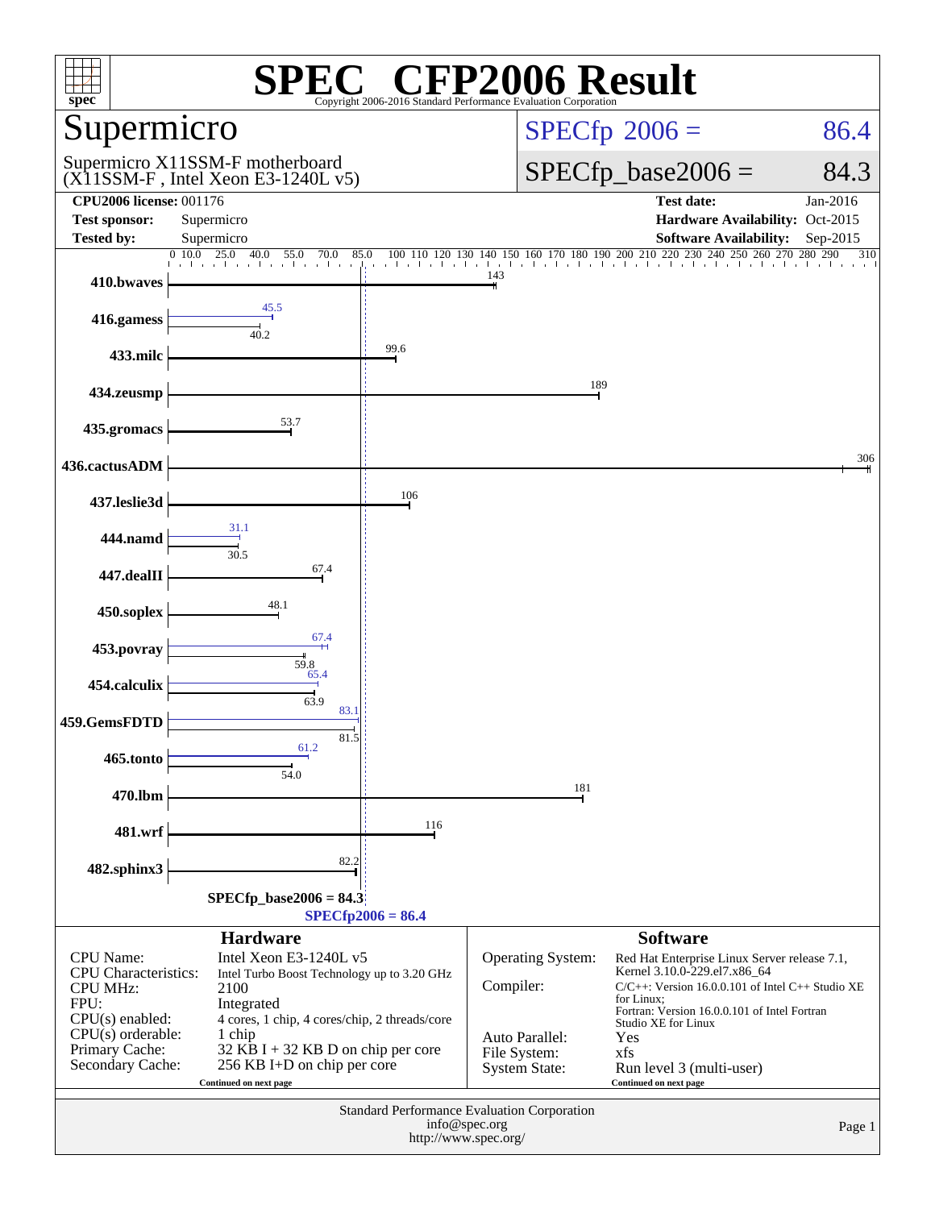# SPEC CFP2006 Result

Copyright 2006-2016 Standard Performance Evaluation Corporation

## Supermicro

Supermicro X11SSM-F motherboard
(X11SSM-F , Intel Xeon E3-1240L v5)

SPECfp 2006 = 86.4

SPECfp_base2006 = 84.3

| | | | |
|---|---|---|---|
| **CPU2006 license:** 001176 | | **Test date:** | Jan-2016 |
| **Test sponsor:** | Supermicro | **Hardware Availability:** | Oct-2015 |
| **Tested by:** | Supermicro | **Software Availability:** | Sep-2015 |

0 10.0 25.0 40.0 55.0 70.0 85.0 100 110 120 130 140 150 160 170 180 190 200 210 220 230 240 250 260 270 280 290 310

410.bwaves 143

416.gamess 45.5 40.2

433.milc 99.6

434.zeusmp 189

435.gromacs 53.7

436.cactusADM 306

437.leslie3d 106

444.namd 31.1 30.5

447.dealII 67.4

450.soplex 48.1

453.povray 67.4 59.8

454.calculix 65.4 63.9

459.GemsFDTD 83.1 81.5

465.tonto 61.2 54.0

470.lbm 181

481.wrf 116

482.sphinx3 82.2

SPECfp_base2006 = 84.3

SPECfp2006 = 86.4

### Hardware

| | |
|---|---|
| CPU Name: | Intel Xeon E3-1240L v5 |
| CPU Characteristics: | Intel Turbo Boost Technology up to 3.20 GHz |
| CPU MHz: | 2100 |
| FPU: | Integrated |
| CPU(s) enabled: | 4 cores, 1 chip, 4 cores/chip, 2 threads/core |
| CPU(s) orderable: | 1 chip |
| Primary Cache: | 32 KB I + 32 KB D on chip per core |
| Secondary Cache: | 256 KB I+D on chip per core |

Continued on next page

### Software

| | |
|---|---|
| Operating System: | Red Hat Enterprise Linux Server release 7.1, Kernel 3.10.0-229.el7.x86_64 |
| Compiler: | C/C++: Version 16.0.0.101 of Intel C++ Studio XE for Linux; Fortran: Version 16.0.0.101 of Intel Fortran Studio XE for Linux |
| Auto Parallel: | Yes |
| File System: | xfs |
| System State: | Run level 3 (multi-user) |

Continued on next page

Standard Performance Evaluation Corporation
info@spec.org
http://www.spec.org/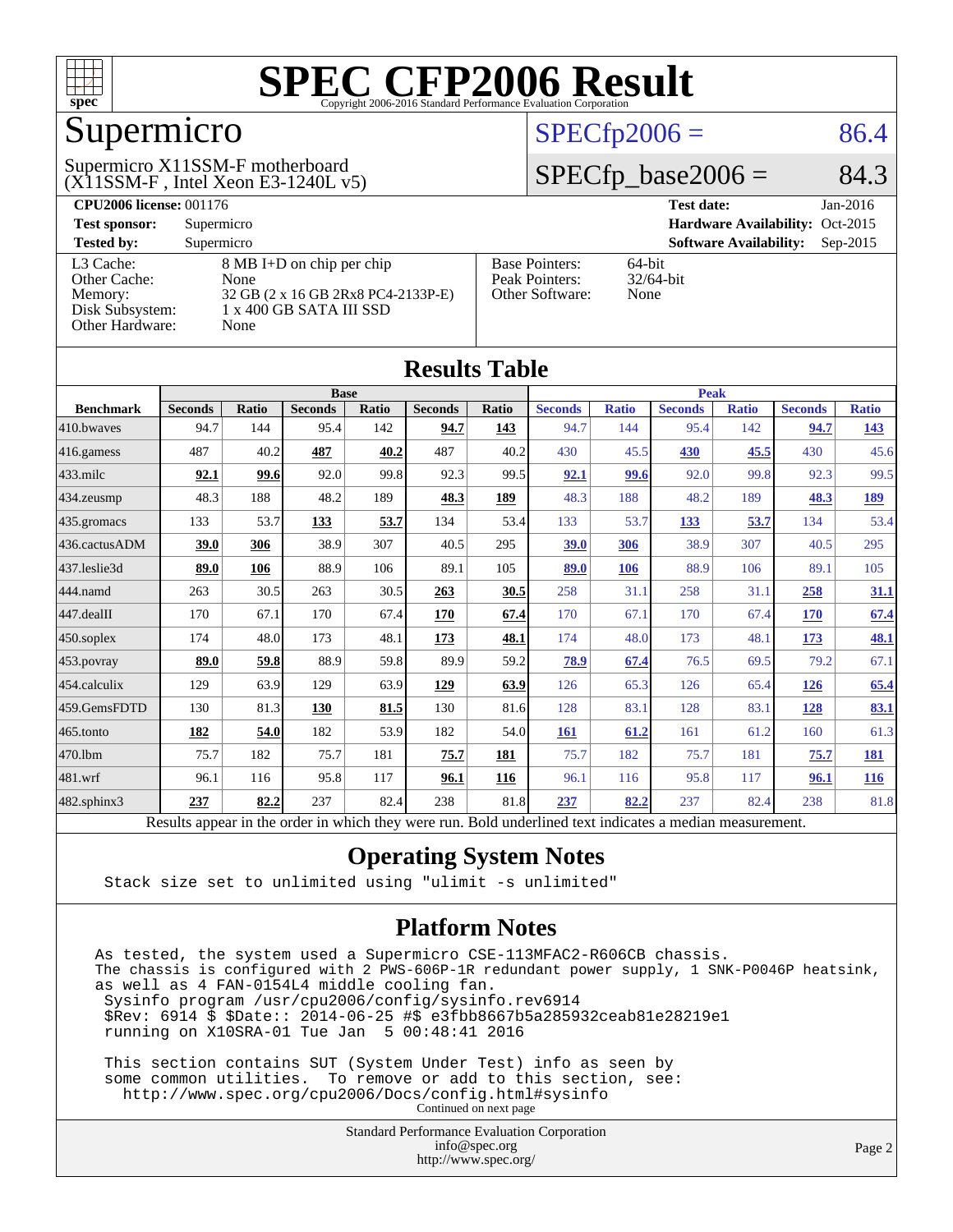# SPEC CFP2006 Result

Copyright 2006-2016 Standard Performance Evaluation Corporation

## Supermicro

Supermicro X11SSM-F motherboard
(X11SSM-F , Intel Xeon E3-1240L v5)

SPECfp2006 = 86.4

SPECfp_base2006 = 84.3

| | | | |
|---|---|---|---|
| **CPU2006 license:** 001176 | | **Test date:** | Jan-2016 |
| **Test sponsor:** | Supermicro | **Hardware Availability:** | Oct-2015 |
| **Tested by:** | Supermicro | **Software Availability:** | Sep-2015 |

| | | | |
|---|---|---|---|
| L3 Cache: | 8 MB I+D on chip per chip | Base Pointers: | 64-bit |
| Other Cache: | None | Peak Pointers: | 32/64-bit |
| Memory: | 32 GB (2 x 16 GB 2Rx8 PC4-2133P-E) | Other Software: | None |
| Disk Subsystem: | 1 x 400 GB SATA III SSD | | |
| Other Hardware: | None | | |

## Results Table

| | Base | | | | | | Peak | | | | | |
|---|---|---|---|---|---|---|---|---|---|---|---|---|
| **Benchmark** | **Seconds** | **Ratio** | **Seconds** | **Ratio** | **Seconds** | **Ratio** | **Seconds** | **Ratio** | **Seconds** | **Ratio** | **Seconds** | **Ratio** |
| 410.bwaves | 94.7 | 144 | 95.4 | 142 | **94.7** | **143** | 94.7 | 144 | 95.4 | 142 | **94.7** | **143** |
| 416.gamess | 487 | 40.2 | **487** | **40.2** | 487 | 40.2 | 430 | 45.5 | **430** | **45.5** | 430 | 45.6 |
| 433.milc | **92.1** | **99.6** | 92.0 | 99.8 | 92.3 | 99.5 | **92.1** | **99.6** | 92.0 | 99.8 | 92.3 | 99.5 |
| 434.zeusmp | 48.3 | 188 | 48.2 | 189 | **48.3** | **189** | 48.3 | 188 | 48.2 | 189 | **48.3** | **189** |
| 435.gromacs | 133 | 53.7 | **133** | **53.7** | 134 | 53.4 | 133 | 53.7 | **133** | **53.7** | 134 | 53.4 |
| 436.cactusADM | **39.0** | **306** | 38.9 | 307 | 40.5 | 295 | **39.0** | **306** | 38.9 | 307 | 40.5 | 295 |
| 437.leslie3d | **89.0** | **106** | 88.9 | 106 | 89.1 | 105 | **89.0** | **106** | 88.9 | 106 | 89.1 | 105 |
| 444.namd | 263 | 30.5 | 263 | 30.5 | **263** | **30.5** | 258 | 31.1 | 258 | 31.1 | **258** | **31.1** |
| 447.dealII | 170 | 67.1 | 170 | 67.4 | **170** | **67.4** | 170 | 67.1 | 170 | 67.4 | **170** | **67.4** |
| 450.soplex | 174 | 48.0 | 173 | 48.1 | **173** | **48.1** | 174 | 48.0 | 173 | 48.1 | **173** | **48.1** |
| 453.povray | **89.0** | **59.8** | 88.9 | 59.8 | 89.9 | 59.2 | **78.9** | **67.4** | 76.5 | 69.5 | 79.2 | 67.1 |
| 454.calculix | 129 | 63.9 | 129 | 63.9 | **129** | **63.9** | 126 | 65.3 | 126 | 65.4 | **126** | **65.4** |
| 459.GemsFDTD | 130 | 81.3 | **130** | **81.5** | 130 | 81.6 | 128 | 83.1 | 128 | 83.1 | **128** | **83.1** |
| 465.tonto | **182** | **54.0** | 182 | 53.9 | 182 | 54.0 | **161** | **61.2** | 161 | 61.2 | 160 | 61.3 |
| 470.lbm | 75.7 | 182 | 75.7 | 181 | **75.7** | **181** | 75.7 | 182 | 75.7 | 181 | **75.7** | **181** |
| 481.wrf | 96.1 | 116 | 95.8 | 117 | **96.1** | **116** | 96.1 | 116 | 95.8 | 117 | **96.1** | **116** |
| 482.sphinx3 | **237** | **82.2** | 237 | 82.4 | 238 | 81.8 | **237** | **82.2** | 237 | 82.4 | 238 | 81.8 |

Results appear in the order in which they were run. Bold underlined text indicates a median measurement.

## Operating System Notes

```
Stack size set to unlimited using "ulimit -s unlimited"
```

## Platform Notes

```
As tested, the system used a Supermicro CSE-113MFAC2-R606CB chassis.
The chassis is configured with 2 PWS-606P-1R redundant power supply, 1 SNK-P0046P heatsink,
as well as 4 FAN-0154L4 middle cooling fan.
 Sysinfo program /usr/cpu2006/config/sysinfo.rev6914
 $Rev: 6914 $ $Date:: 2014-06-25 #$ e3fbb8667b5a285932ceab81e28219e1
 running on X10SRA-01 Tue Jan  5 00:48:41 2016

 This section contains SUT (System Under Test) info as seen by
 some common utilities.  To remove or add to this section, see:
   http://www.spec.org/cpu2006/Docs/config.html#sysinfo
```

Continued on next page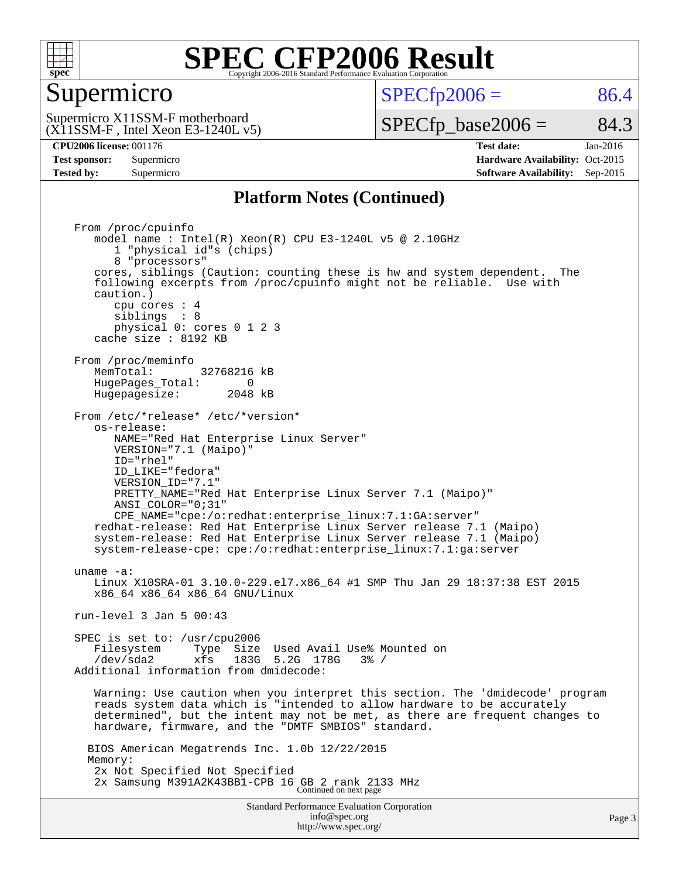# SPEC CFP2006 Result

Copyright 2006-2016 Standard Performance Evaluation Corporation

## Supermicro

Supermicro X11SSM-F motherboard
(X11SSM-F , Intel Xeon E3-1240L v5)

SPECfp2006 = 86.4

SPECfp_base2006 = 84.3

| | | | |
|---|---|---|---|
| **CPU2006 license:** 001176 | | **Test date:** | Jan-2016 |
| **Test sponsor:** | Supermicro | **Hardware Availability:** | Oct-2015 |
| **Tested by:** | Supermicro | **Software Availability:** | Sep-2015 |

### Platform Notes (Continued)

```
From /proc/cpuinfo
   model name : Intel(R) Xeon(R) CPU E3-1240L v5 @ 2.10GHz
      1 "physical id"s (chips)
      8 "processors"
   cores, siblings (Caution: counting these is hw and system dependent.  The
   following excerpts from /proc/cpuinfo might not be reliable.  Use with
   caution.)
      cpu cores : 4
      siblings  : 8
      physical 0: cores 0 1 2 3
   cache size : 8192 KB

From /proc/meminfo
   MemTotal:       32768216 kB
   HugePages_Total:       0
   Hugepagesize:       2048 kB

From /etc/*release* /etc/*version*
   os-release:
      NAME="Red Hat Enterprise Linux Server"
      VERSION="7.1 (Maipo)"
      ID="rhel"
      ID_LIKE="fedora"
      VERSION_ID="7.1"
      PRETTY_NAME="Red Hat Enterprise Linux Server 7.1 (Maipo)"
      ANSI_COLOR="0;31"
      CPE_NAME="cpe:/o:redhat:enterprise_linux:7.1:GA:server"
   redhat-release: Red Hat Enterprise Linux Server release 7.1 (Maipo)
   system-release: Red Hat Enterprise Linux Server release 7.1 (Maipo)
   system-release-cpe: cpe:/o:redhat:enterprise_linux:7.1:ga:server

uname -a:
   Linux X10SRA-01 3.10.0-229.el7.x86_64 #1 SMP Thu Jan 29 18:37:38 EST 2015
   x86_64 x86_64 x86_64 GNU/Linux

run-level 3 Jan 5 00:43

SPEC is set to: /usr/cpu2006
   Filesystem     Type  Size  Used Avail Use% Mounted on
   /dev/sda2      xfs   183G  5.2G  178G   3% /
Additional information from dmidecode:

   Warning: Use caution when you interpret this section. The 'dmidecode' program
   reads system data which is "intended to allow hardware to be accurately
   determined", but the intent may not be met, as there are frequent changes to
   hardware, firmware, and the "DMTF SMBIOS" standard.

  BIOS American Megatrends Inc. 1.0b 12/22/2015
  Memory:
   2x Not Specified Not Specified
   2x Samsung M391A2K43BB1-CPB 16 GB 2 rank 2133 MHz
```

Continued on next page

Standard Performance Evaluation Corporation
info@spec.org
http://www.spec.org/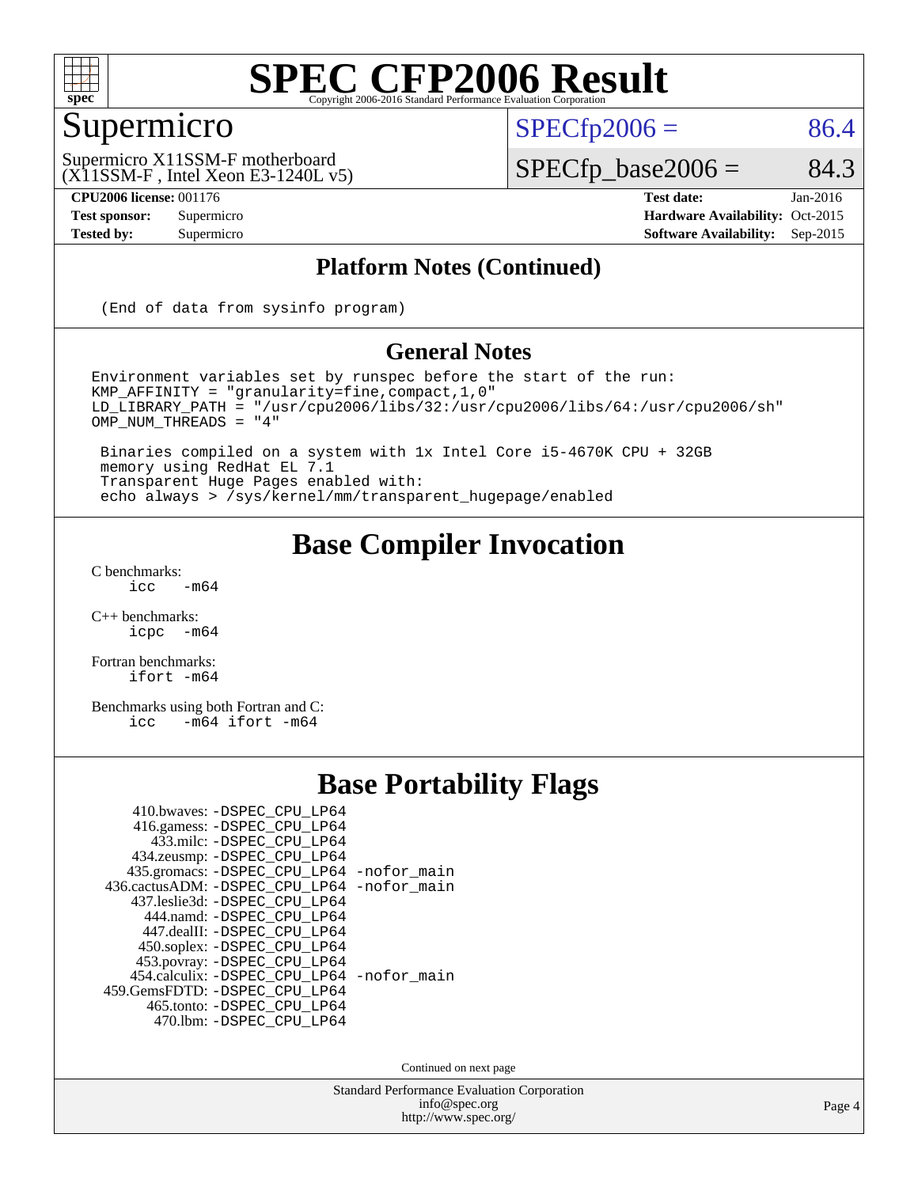# SPEC CFP2006 Result

Copyright 2006-2016 Standard Performance Evaluation Corporation

## Supermicro

Supermicro X11SSM-F motherboard
(X11SSM-F , Intel Xeon E3-1240L v5)

SPECfp2006 = 86.4

SPECfp_base2006 = 84.3

| | | | |
|---|---|---|---|
| **CPU2006 license:** 001176 | | **Test date:** | Jan-2016 |
| **Test sponsor:** | Supermicro | **Hardware Availability:** | Oct-2015 |
| **Tested by:** | Supermicro | **Software Availability:** | Sep-2015 |

### Platform Notes (Continued)

```
(End of data from sysinfo program)
```

### General Notes

```
Environment variables set by runspec before the start of the run:
KMP_AFFINITY = "granularity=fine,compact,1,0"
LD_LIBRARY_PATH = "/usr/cpu2006/libs/32:/usr/cpu2006/libs/64:/usr/cpu2006/sh"
OMP_NUM_THREADS = "4"

 Binaries compiled on a system with 1x Intel Core i5-4670K CPU + 32GB
 memory using RedHat EL 7.1
 Transparent Huge Pages enabled with:
 echo always > /sys/kernel/mm/transparent_hugepage/enabled
```

## Base Compiler Invocation

C benchmarks:
```
icc   -m64
```

C++ benchmarks:
```
icpc  -m64
```

Fortran benchmarks:
```
ifort -m64
```

Benchmarks using both Fortran and C:
```
icc   -m64 ifort -m64
```

## Base Portability Flags

```
     410.bwaves: -DSPEC_CPU_LP64
     416.gamess: -DSPEC_CPU_LP64
       433.milc: -DSPEC_CPU_LP64
     434.zeusmp: -DSPEC_CPU_LP64
    435.gromacs: -DSPEC_CPU_LP64 -nofor_main
 436.cactusADM: -DSPEC_CPU_LP64 -nofor_main
    437.leslie3d: -DSPEC_CPU_LP64
      444.namd: -DSPEC_CPU_LP64
     447.dealII: -DSPEC_CPU_LP64
     450.soplex: -DSPEC_CPU_LP64
     453.povray: -DSPEC_CPU_LP64
    454.calculix: -DSPEC_CPU_LP64 -nofor_main
 459.GemsFDTD: -DSPEC_CPU_LP64
      465.tonto: -DSPEC_CPU_LP64
       470.lbm: -DSPEC_CPU_LP64
```

Continued on next page

Standard Performance Evaluation Corporation
info@spec.org
http://www.spec.org/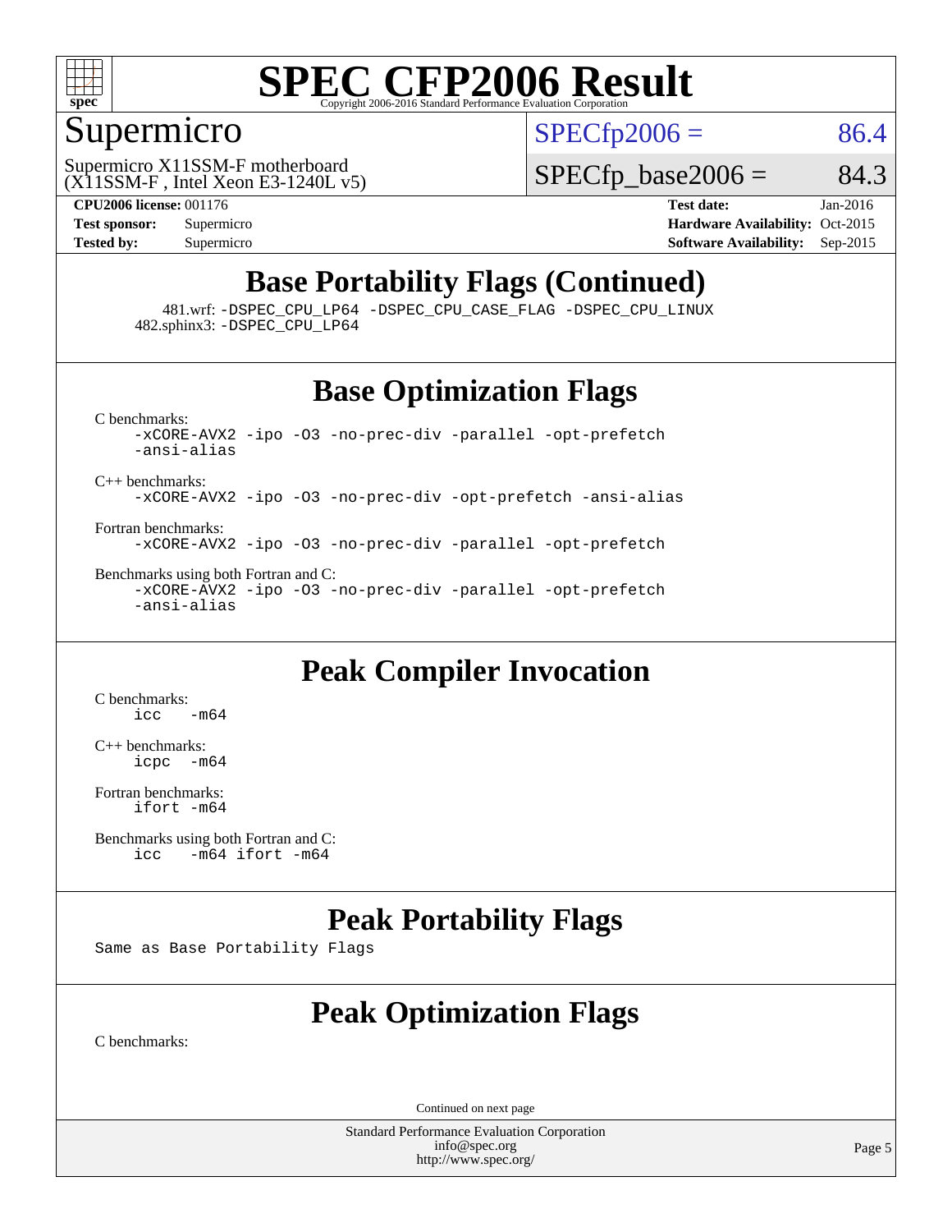## Base Portability Flags (Continued)

481.wrf: -DSPEC_CPU_LP64 -DSPEC_CPU_CASE_FLAG -DSPEC_CPU_LINUX
482.sphinx3: -DSPEC_CPU_LP64

## Base Optimization Flags

C benchmarks:
-xCORE-AVX2 -ipo -O3 -no-prec-div -parallel -opt-prefetch -ansi-alias

C++ benchmarks:
-xCORE-AVX2 -ipo -O3 -no-prec-div -opt-prefetch -ansi-alias

Fortran benchmarks:
-xCORE-AVX2 -ipo -O3 -no-prec-div -parallel -opt-prefetch

Benchmarks using both Fortran and C:
-xCORE-AVX2 -ipo -O3 -no-prec-div -parallel -opt-prefetch -ansi-alias

## Peak Compiler Invocation

C benchmarks:
icc -m64

C++ benchmarks:
icpc -m64

Fortran benchmarks:
ifort -m64

Benchmarks using both Fortran and C:
icc -m64 ifort -m64

## Peak Portability Flags

Same as Base Portability Flags

## Peak Optimization Flags

C benchmarks:

Continued on next page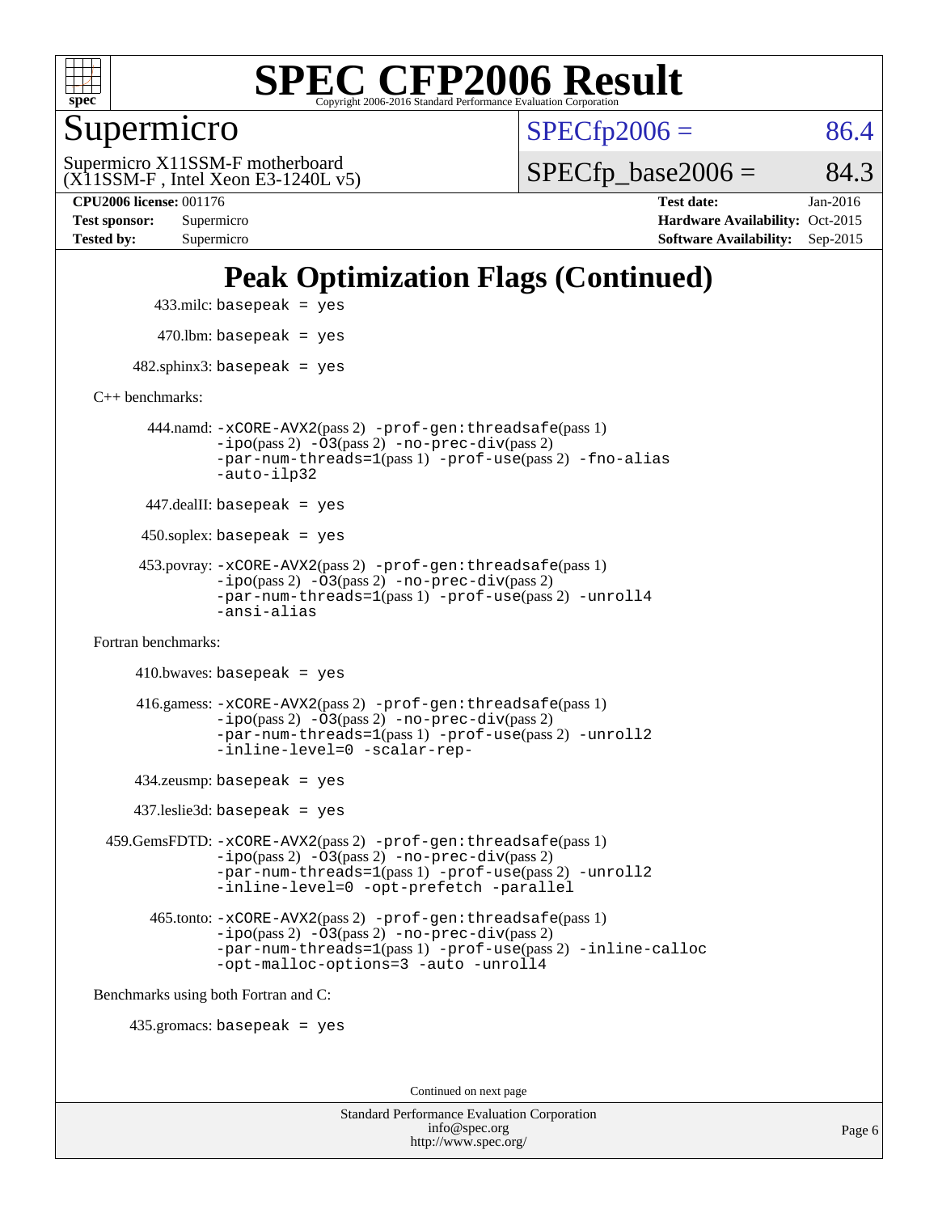# SPEC CFP2006 Result

Copyright 2006-2016 Standard Performance Evaluation Corporation

## Supermicro

Supermicro X11SSM-F motherboard
(X11SSM-F , Intel Xeon E3-1240L v5)

SPECfp2006 = 86.4

SPECfp_base2006 = 84.3

| | | | |
|---|---|---|---|
| **CPU2006 license:** 001176 | | **Test date:** | Jan-2016 |
| **Test sponsor:** | Supermicro | **Hardware Availability:** | Oct-2015 |
| **Tested by:** | Supermicro | **Software Availability:** | Sep-2015 |

## Peak Optimization Flags (Continued)

433.milc: basepeak = yes

470.lbm: basepeak = yes

482.sphinx3: basepeak = yes

C++ benchmarks:

444.namd: -xCORE-AVX2(pass 2) -prof-gen:threadsafe(pass 1) -ipo(pass 2) -O3(pass 2) -no-prec-div(pass 2) -par-num-threads=1(pass 1) -prof-use(pass 2) -fno-alias -auto-ilp32

447.dealII: basepeak = yes

450.soplex: basepeak = yes

453.povray: -xCORE-AVX2(pass 2) -prof-gen:threadsafe(pass 1) -ipo(pass 2) -O3(pass 2) -no-prec-div(pass 2) -par-num-threads=1(pass 1) -prof-use(pass 2) -unroll4 -ansi-alias

Fortran benchmarks:

410.bwaves: basepeak = yes

416.gamess: -xCORE-AVX2(pass 2) -prof-gen:threadsafe(pass 1) -ipo(pass 2) -O3(pass 2) -no-prec-div(pass 2) -par-num-threads=1(pass 1) -prof-use(pass 2) -unroll2 -inline-level=0 -scalar-rep-

434.zeusmp: basepeak = yes

437.leslie3d: basepeak = yes

459.GemsFDTD: -xCORE-AVX2(pass 2) -prof-gen:threadsafe(pass 1) -ipo(pass 2) -O3(pass 2) -no-prec-div(pass 2) -par-num-threads=1(pass 1) -prof-use(pass 2) -unroll2 -inline-level=0 -opt-prefetch -parallel

465.tonto: -xCORE-AVX2(pass 2) -prof-gen:threadsafe(pass 1) -ipo(pass 2) -O3(pass 2) -no-prec-div(pass 2) -par-num-threads=1(pass 1) -prof-use(pass 2) -inline-calloc -opt-malloc-options=3 -auto -unroll4

Benchmarks using both Fortran and C:

435.gromacs: basepeak = yes

Continued on next page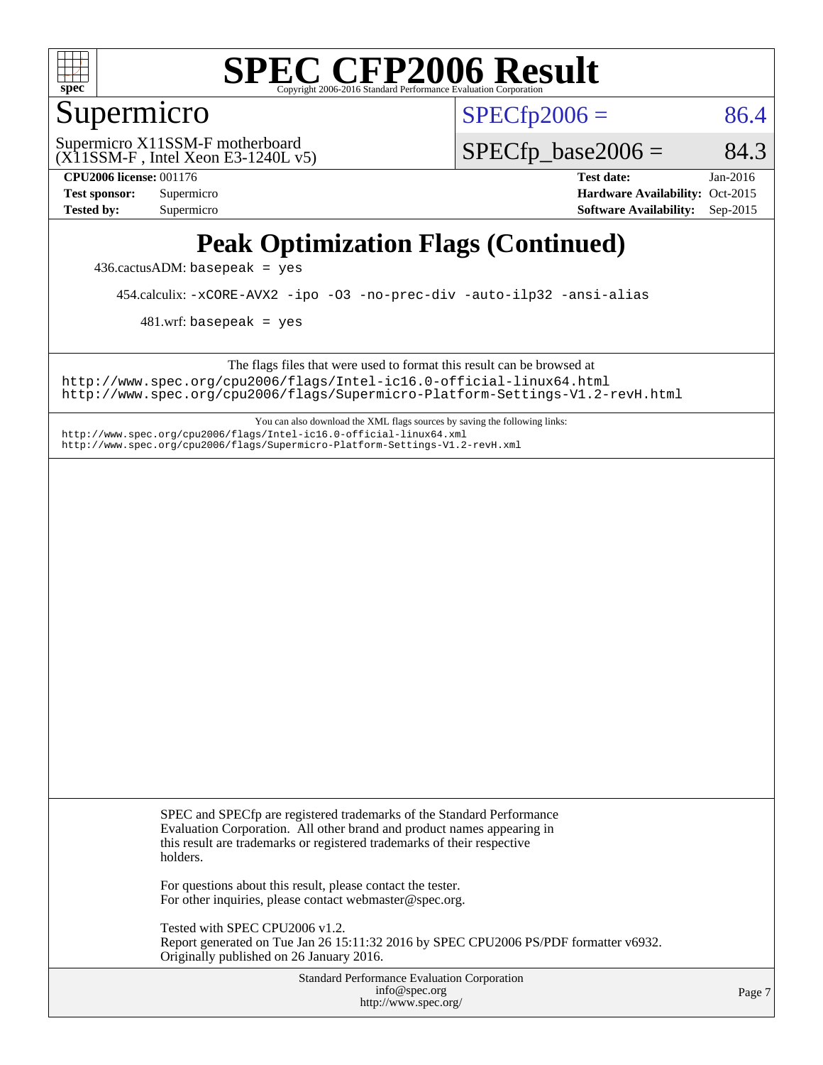# Peak Optimization Flags (Continued)

436.cactusADM: basepeak = yes

454.calculix: -xCORE-AVX2 -ipo -O3 -no-prec-div -auto-ilp32 -ansi-alias

481.wrf: basepeak = yes

The flags files that were used to format this result can be browsed at
http://www.spec.org/cpu2006/flags/Intel-ic16.0-official-linux64.html
http://www.spec.org/cpu2006/flags/Supermicro-Platform-Settings-V1.2-revH.html

You can also download the XML flags sources by saving the following links:
http://www.spec.org/cpu2006/flags/Intel-ic16.0-official-linux64.xml
http://www.spec.org/cpu2006/flags/Supermicro-Platform-Settings-V1.2-revH.xml

SPEC and SPECfp are registered trademarks of the Standard Performance Evaluation Corporation. All other brand and product names appearing in this result are trademarks or registered trademarks of their respective holders.

For questions about this result, please contact the tester.
For other inquiries, please contact webmaster@spec.org.

Tested with SPEC CPU2006 v1.2.
Report generated on Tue Jan 26 15:11:32 2016 by SPEC CPU2006 PS/PDF formatter v6932.
Originally published on 26 January 2016.